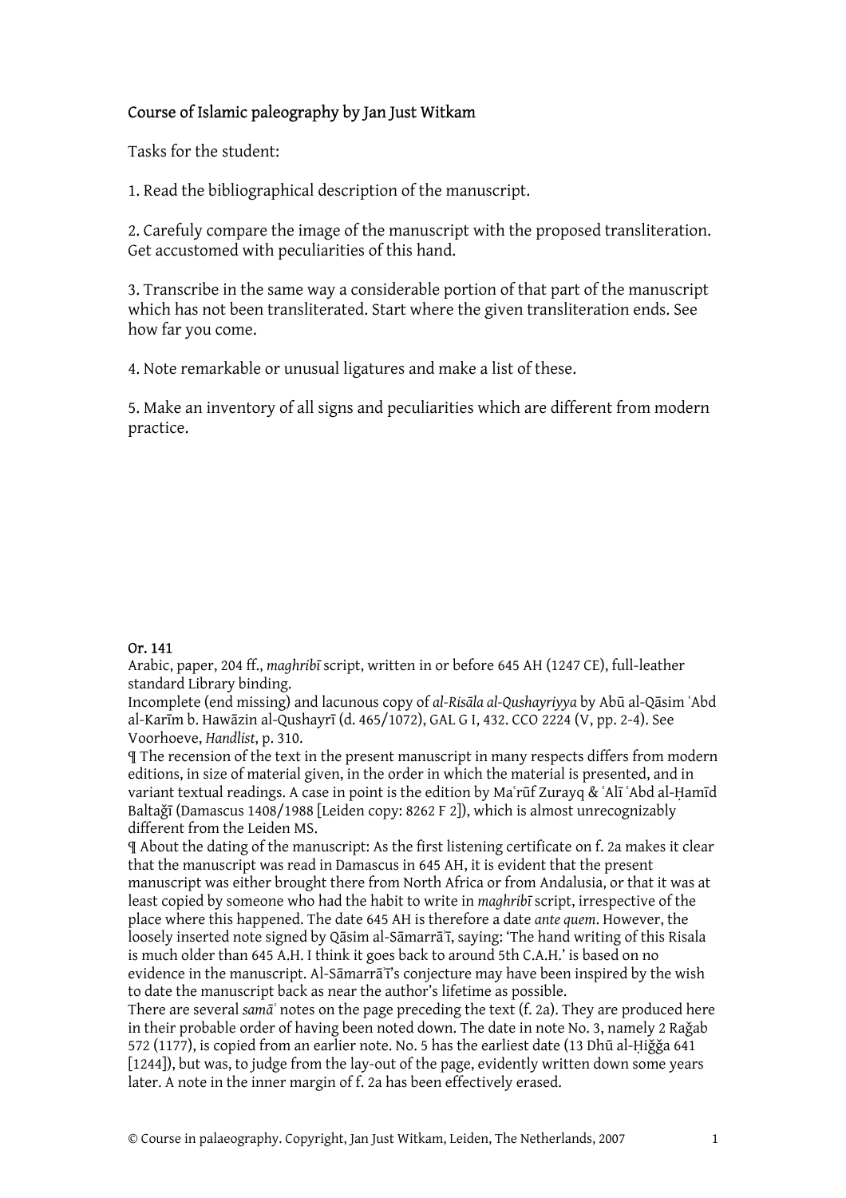Course of Islamic paleography by Jan Just Witkam

Tasks for the student:

1. Read the bibliographical description of the manuscript.

2. Carefuly compare the image of the manuscript with the proposed transliteration. Get accustomed with peculiarities of this hand.

3. Transcribe in the same way a considerable portion of that part of the manuscript which has not been transliterated. Start where the given transliteration ends. See how far you come.

4. Note remarkable or unusual ligatures and make a list of these.

5. Make an inventory of all signs and peculiarities which are different from modern practice.

Or. 141

Arabic, paper, 204 ff., *maghribī* script, written in or before 645 AH (1247 CE), full-leather standard Library binding.

Incomplete (end missing) and lacunous copy of *al-Risāla al-Qushayriyya* by Abū al-Qāsim ʿAbd al-Karīm b. Hawāzin al-Qushayrī (d. 465/1072), GAL G I, 432. CCO 2224 (V, pp. 2-4). See Voorhoeve, *Handlist*, p. 310.

¶ The recension of the text in the present manuscript in many respects differs from modern editions, in size of material given, in the order in which the material is presented, and in variant textual readings. A case in point is the edition by Maʿrūf Zurayq & ʿAlī ʿAbd al-Ḥamīd Baltağī (Damascus 1408/1988 [Leiden copy: 8262 F 2]), which is almost unrecognizably different from the Leiden MS.

¶ About the dating of the manuscript: As the first listening certificate on f. 2a makes it clear that the manuscript was read in Damascus in 645 AH, it is evident that the present manuscript was either brought there from North Africa or from Andalusia, or that it was at least copied by someone who had the habit to write in *maghribī* script, irrespective of the place where this happened. The date 645 AH is therefore a date *ante quem*. However, the loosely inserted note signed by Qāsim al-Sāmarrāʾī, saying: 'The hand writing of this Risala is much older than 645 A.H. I think it goes back to around 5th C.A.H.' is based on no evidence in the manuscript. Al-Sāmarrāʾī's conjecture may have been inspired by the wish to date the manuscript back as near the author's lifetime as possible.

There are several *samāʿ* notes on the page preceding the text (f. 2a). They are produced here in their probable order of having been noted down. The date in note No. 3, namely 2 Rağab 572 (1177), is copied from an earlier note. No. 5 has the earliest date (13 Dhū al-Ḥiğğa 641 [1244]), but was, to judge from the lay-out of the page, evidently written down some years later. A note in the inner margin of f. 2a has been effectively erased.

© Course in palaeography. Copyright, Jan Just Witkam, Leiden, The Netherlands, 2007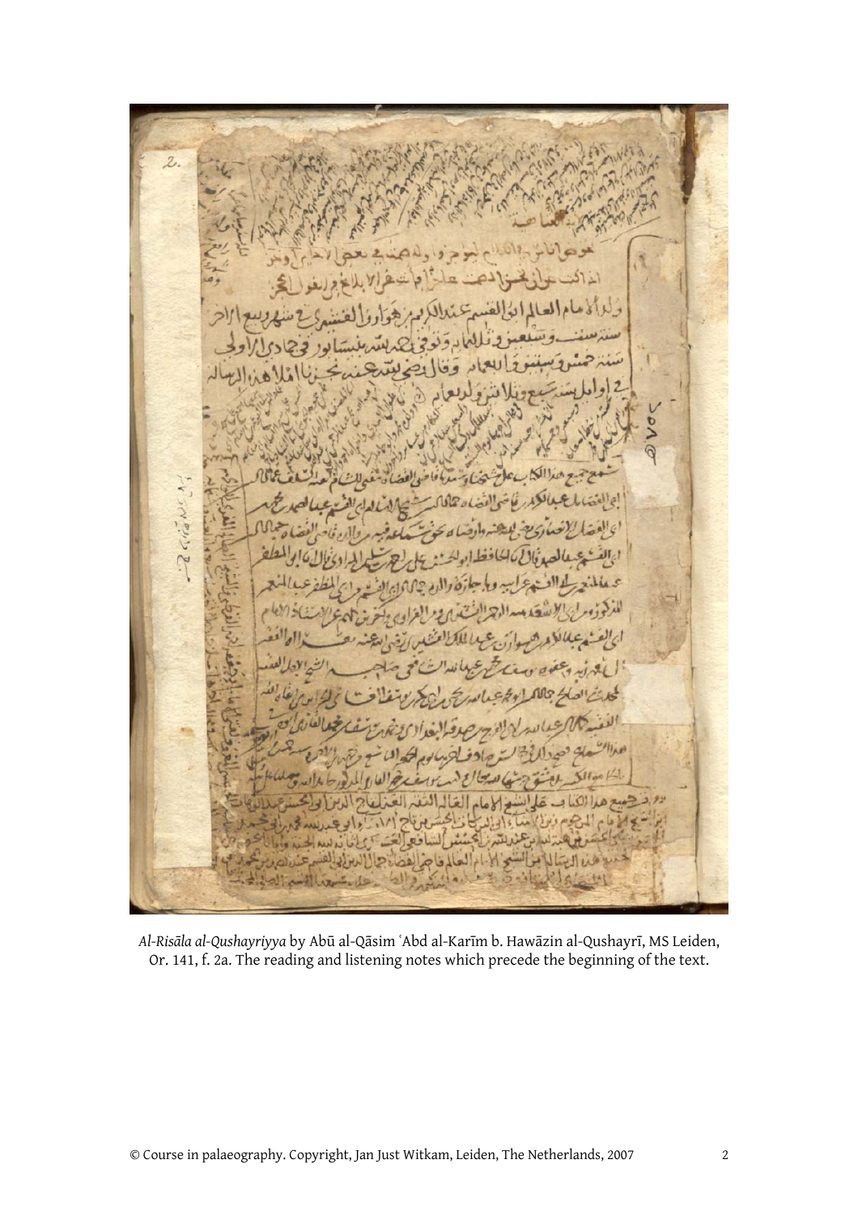*Al-Risāla al-Qushayriyya* by Abū al-Qāsim ʿAbd al-Karīm b. Hawāzin al-Qushayrī, MS Leiden, Or. 141, f. 2a. The reading and listening notes which precede the beginning of the text.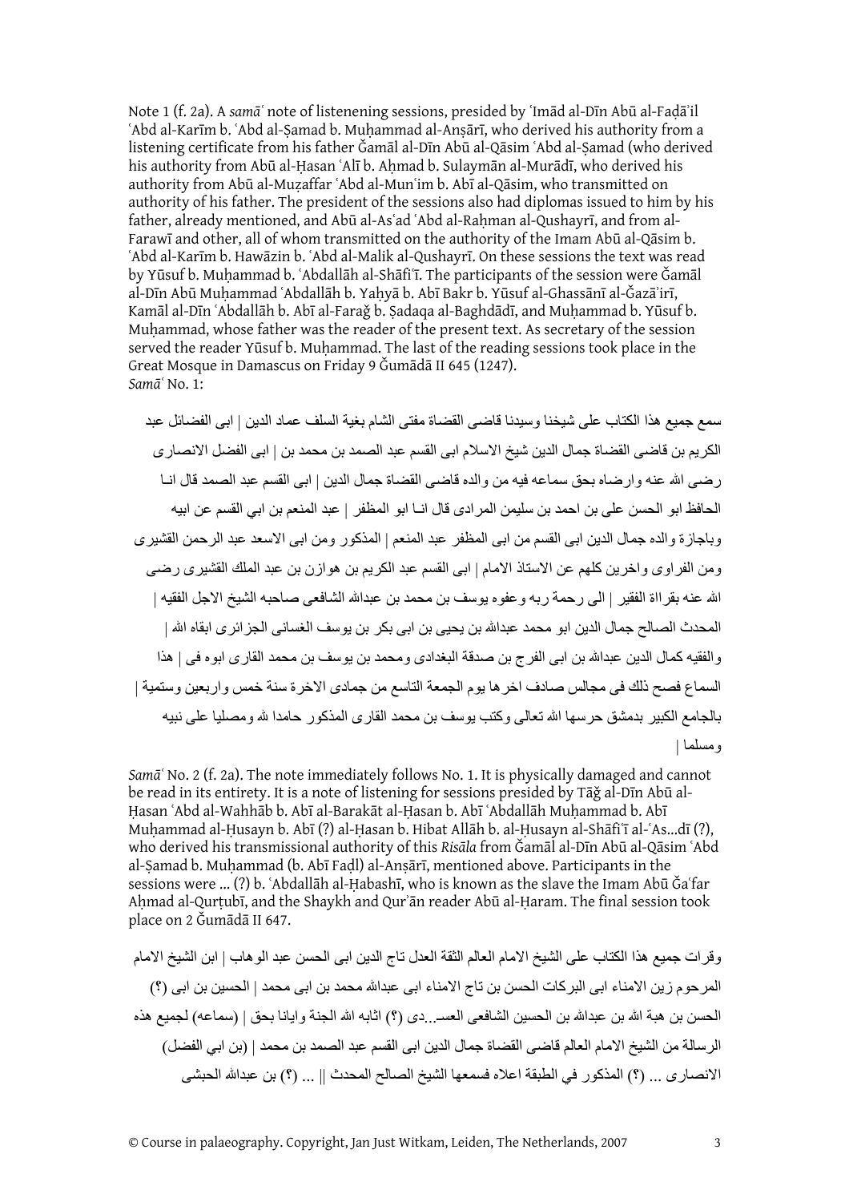Note 1 (f. 2a). A *samāʿ* note of listenening sessions, presided by ʿImād al-Dīn Abū al-Faḍāʾil ʿAbd al-Karīm b. ʿAbd al-Ṣamad b. Muḥammad al-Anṣārī, who derived his authority from a listening certificate from his father Ğamāl al-Dīn Abū al-Qāsim ʿAbd al-Ṣamad (who derived his authority from Abū al-Ḥasan ʿAlī b. Aḥmad b. Sulaymān al-Murādī, who derived his authority from Abū al-Muẓaffar ʿAbd al-Munʿim b. Abī al-Qāsim, who transmitted on authority of his father. The president of the sessions also had diplomas issued to him by his father, already mentioned, and Abū al-Asʿad ʿAbd al-Raḥman al-Qushayrī, and from al-Farawī and other, all of whom transmitted on the authority of the Imam Abū al-Qāsim b. ʿAbd al-Karīm b. Hawāzin b. ʿAbd al-Malik al-Qushayrī. On these sessions the text was read by Yūsuf b. Muḥammad b. ʿAbdallāh al-Shāfiʿī. The participants of the session were Ğamāl al-Dīn Abū Muḥammad ʿAbdallāh b. Yaḥyā b. Abī Bakr b. Yūsuf al-Ghassānī al-Ğazāʾirī, Kamāl al-Dīn ʿAbdallāh b. Abī al-Farağ b. Ṣadaqa al-Baghdādī, and Muḥammad b. Yūsuf b. Muḥammad, whose father was the reader of the present text. As secretary of the session served the reader Yūsuf b. Muḥammad. The last of the reading sessions took place in the Great Mosque in Damascus on Friday 9 Ğumādā II 645 (1247).
*Samāʿ* No. 1:

سمع جميع هذا الكتاب على شيخنا وسيدنا قاضى القضاة مفتى الشام بغية السلف عماد الدين | ابى الفضائل عبد الكريم بن قاضى القضاة جمال الدين شيخ الاسلام ابى القسم عبد الصمد بن محمد بن | ابى الفضل الانصارى رضى الله عنه وارضاه بحق سماعه فيه من والده قاضى القضاة جمال الدين | ابى القسم عبد الصمد قال انـا الحافظ ابو الحسن على بن احمد بن سليمن المرادى قال انـا ابو المظفر | عبد المنعم بن ابي القسم عن ابيه وباجازة والده جمال الدين ابى القسم من ابى المظفر عبد المنعم | المذكور ومن ابى الاسعد عبد الرحمن القشيرى ومن الفراوى واخرين كلهم عن الاستاذ الامام | ابى القسم عبد الكريم بن هوازن بن عبد الملك القشيرى رضى الله عنه بقراة الفقير | الى رحمة ربه وعفوه يوسف بن محمد بن عبدالله الشافعى صاحبه الشيخ الاجل الفقيه | المحدث الصالح جمال الدين ابو محمد عبدالله بن يحيى بن ابى بكر بن يوسف الغسانى الجزائرى ابقاه الله | والفقيه كمال الدين عبدالله بن ابى الفرج بن صدقة البغدادى ومحمد بن يوسف بن محمد القارى ابوه فى | هذا السماع فصح ذلك فى مجالس صادف اخرها يوم الجمعة التاسع من جمادى الاخرة سنة خمس واربعين وستمية | بالجامع الكبير بدمشق حرسها الله تعالى وكتب يوسف بن محمد القارى المذكور حامدا لله ومصليا على نبيه ومسلما |

*Samāʿ* No. 2 (f. 2a). The note immediately follows No. 1. It is physically damaged and cannot be read in its entirety. It is a note of listening for sessions presided by Tāğ al-Dīn Abū al-Ḥasan ʿAbd al-Wahhāb b. Abī al-Barakāt al-Ḥasan b. Abī ʿAbdallāh Muḥammad b. Abī Muḥammad al-Ḥusayn b. Abī (?) al-Ḥasan b. Hibat Allāh b. al-Ḥusayn al-Shāfiʿī al-ʿAs...dī (?), who derived his transmissional authority of this *Risāla* from Ğamāl al-Dīn Abū al-Qāsim ʿAbd al-Ṣamad b. Muḥammad (b. Abī Faḍl) al-Anṣārī, mentioned above. Participants in the sessions were ... (?) b. ʿAbdallāh al-Ḥabashī, who is known as the slave the Imam Abū Ğaʿfar Aḥmad al-Qurṭubī, and the Shaykh and Qurʾān reader Abū al-Ḥaram. The final session took place on 2 Ğumādā II 647.

وقرات جميع هذا الكتاب على الشيخ الامام العالم الثقة العدل تاج الدين ابى الحسن عبد الوهاب | ابن الشيخ الامام المرحوم زين الامناء ابى البركات الحسن بن تاج الامناء ابى عبدالله محمد بن ابى محمد | الحسين بن ابى (؟) الحسن بن هبة الله بن عبدالله بن الحسين الشافعى العسـ..دى (؟) اثابه الله الجنة وايانا بحق | (سماعه) لجميع هذه الرسالة من الشيخ الامام العالم قاضى القضاة جمال الدين ابى القسم عبد الصمد بن محمد | (بن ابي الفضل) الانصارى ... (؟) المذكور في الطبقة اعلاه فسمعها الشيخ الصالح المحدث || ... (؟) بن عبدالله الحبشى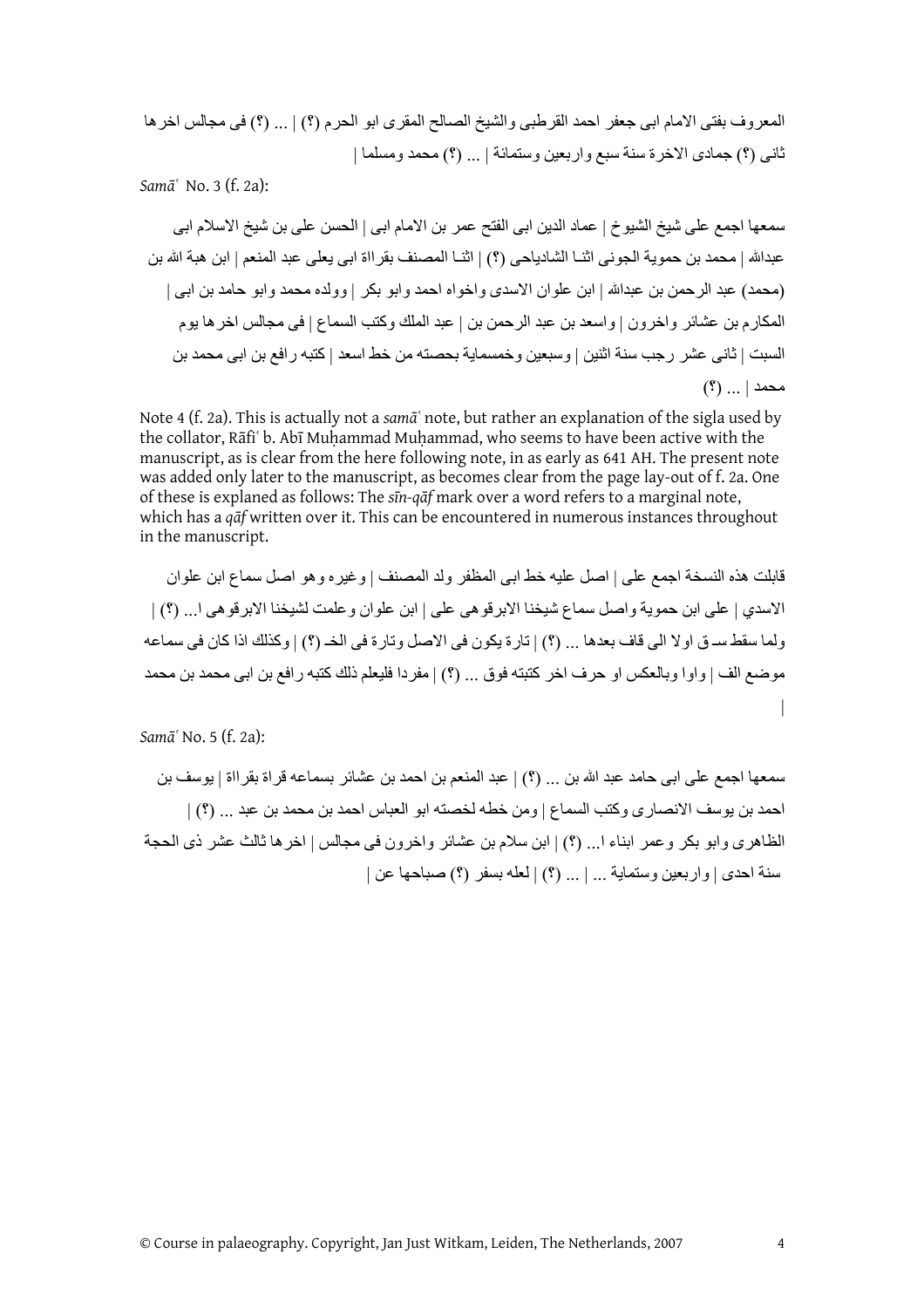المعروف بفتى الامام ابى جعفر احمد القرطبى والشيخ الصالح المقرى ابو الحرم (؟) | ... (؟) فى مجالس اخرها ثانى (؟) جمادى الاخرة سنة سبع واربعين وستمائة | ... (؟) محمد ومسلما |

*Samāʿ* No. 3 (f. 2a):

سمعها اجمع على شيخ الشيوخ | عماد الدين ابى الفتح عمر بن الامام ابى | الحسن على بن شيخ الاسلام ابى عبدالله | محمد بن حموية الجونى اثنـا الشادياخى (؟) | اثنـا المصنف بقراأة ابى يعلى عبد المنعم | ابن هبة الله بن (محمد) عبد الرحمن بن عبدالله | ابن علوان الاسدى واخواه احمد وابو بكر | وولده محمد وابو حامد بن ابى | المكارم بن عشائر واخرون | واسعد بن عبد الرحمن بن | عبد الملك وكتب السماع | فى مجالس اخرها يوم السبت | ثانى عشر رجب سنة اثنين | وسبعين وخمسماية بحصته من خط اسعد | كتبه رافع بن ابى محمد بن محمد | ... (؟)

Note 4 (f. 2a). This is actually not a *samāʿ* note, but rather an explanation of the sigla used by the collator, Rāfiʿ b. Abī Muḥammad Muḥammad, who seems to have been active with the manuscript, as is clear from the here following note, in as early as 641 AH. The present note was added only later to the manuscript, as becomes clear from the page lay-out of f. 2a. One of these is explaned as follows: The *sīn-qāf* mark over a word refers to a marginal note, which has a *qāf* written over it. This can be encountered in numerous instances throughout in the manuscript.

قابلت هذه النسخة اجمع على | اصل عليه خط ابى المظفر ولد المصنف | وغيره وهو اصل سماع ابن علوان الاسدي | على ابن حموية واصل سماع شيخنا الابرقوهى على | ابن علوان وعلمت لشيخنا الابرقوهى ا... (؟) | ولما سقط سـ ق اولا الى قاف بعدها ... (؟) | تارة يكون فى الاصل وتارة فى الخـ (؟) | وكذلك اذا كان فى سماعه موضع الف | واوا وبالعكس او حرف اخر كتبته فوق ... (؟) | مفردا فليعلم ذلك كتبه رافع بن ابى محمد بن محمد |

*Samāʿ* No. 5 (f. 2a):

سمعها اجمع على ابى حامد عبد الله بن ... (؟) | عبد المنعم بن احمد بن عشائر بسماعه قراة بقراأة | يوسف بن احمد بن يوسف الانصارى وكتب السماع | ومن خطه لخصته ابو العباس احمد بن محمد بن عبد ... (؟) | الظاهرى وابو بكر وعمر ابناء ا... (؟) | ابن سلام بن عشائر واخرون فى مجالس | اخرها ثالث عشر ذى الحجة سنة احدى | واربعين وستماية ... | ... (؟) | لعله بسفر (؟) صباحها عن |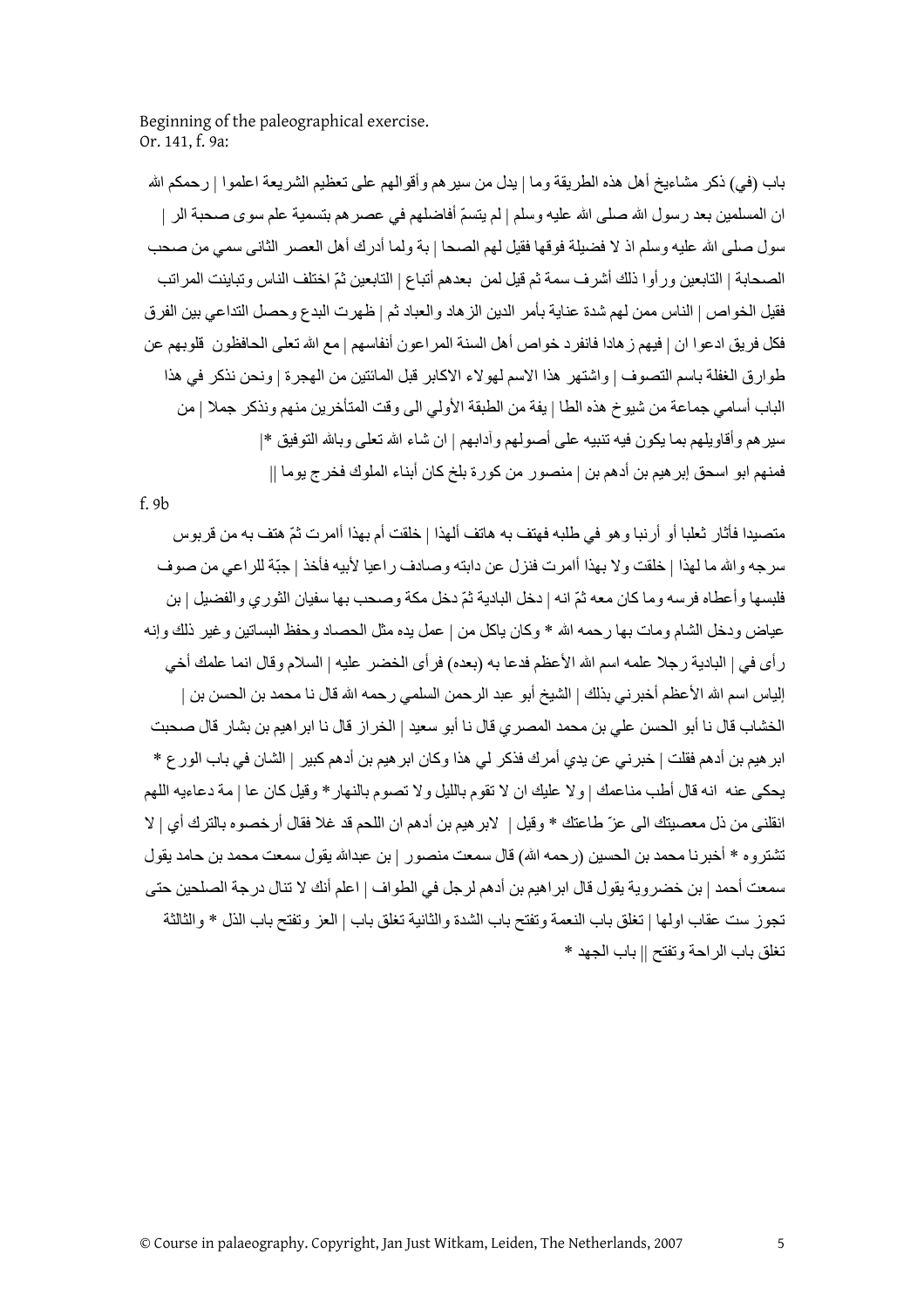Beginning of the paleographical exercise.
Or. 141, f. 9a:

باب (في) ذكر مشايخ أهل هذه الطريقة وما | يدل من سيرهم وأقوالهم على تعظيم الشريعة اعلموا | رحمكم الله ان المسلمين بعد رسول الله صلى الله عليه وسلم | لم يتسمّ أفاضلهم في عصرهم بتسمية علم سوى صحبة الر | سول صلى الله عليه وسلم اذ لا فضيلة فوقها فقيل لهم الصحا | بة ولما أدرك أهل العصر الثانى سمي من صحب الصحابة | التابعين ورأوا ذلك أشرف سمة ثم قيل لمن بعدهم أتباع | التابعين ثمّ اختلف الناس وتباينت المراتب فقيل الخواص | الناس ممن لهم شدة عناية بأمر الدين الزهاد والعباد ثم | ظهرت البدع وحصل التداعي بين الفرق فكل فريق ادعوا ان | فيهم زهادا فانفرد خواص أهل السنة المراعون أنفاسهم | مع الله تعلى الحافظون قلوبهم عن طوارق الغفلة باسم التصوف | واشتهر هذا الاسم لهولاء الاكابر قبل المائتين من الهجرة | ونحن نذكر في هذا الباب أسامي جماعة من شيوخ هذه الطا | ية من الطبقة الأولى الى وقت المتأخرين منهم ونذكر جملا | من سيرهم وأقاويلهم بما يكون فيه تنبيه على أصولهم وآدابهم | ان شاء الله تعلى وبالله التوفيق *|
فمنهم ابو اسحق إبرهيم بن أدهم بن | منصور من كورة بلخ كان أبناء الملوك فخرج يوما ||

f. 9b

متصيدا فأثار ثعلبا أو أرنبا وهو في طلبه فهتف به هاتف ألهذا | خلقت أم بهذا أامرت ثمّ هتف به من قربوس سرجه والله ما لهذا | خلقت ولا بهذا أامرت فنزل عن دابته وصادف راعيا لأبيه فأخذ | جبّة للراعي من صوف فلبسها وأعطاه فرسه وما كان معه ثمّ انه | دخل البادية ثمّ دخل مكة وصحب بها سفيان الثوري والفضيل | بن عياض ودخل الشام ومات بها رحمه الله * وكان ياكل من | عمل يده مثل الحصاد وحفظ البساتين وغير ذلك وإنه رأى في | البادية رجلا علمه اسم الله الأعظم فدعا به (بعده) فرأى الخضر عليه | السلام وقال انما علمك أخي إلياس اسم الله الأعظم أخبرني بذلك | الشيخ أبو عبد الرحمن السلمي رحمه الله قال نا محمد بن الحسن بن | الخشاب قال نا أبو الحسن علي بن محمد المصري قال نا أبو سعيد | الخراز قال نا ابراهيم بن بشار قال صحبت ابرهيم بن أدهم فقلت | خبرني عن يدي أمرك فذكر لي هذا وكان ابرهيم بن أدهم كبير | الشان في باب الورع * يحكى عنه انه قال أطب مناعمك | ولا عليك ان لا تقوم بالليل ولا تصوم بالنهار * وقيل كان عا | مة دعاءيه اللهم انقلنى من ذل معصيتك الى عزّ طاعتك * وقيل | لابرهيم بن أدهم ان اللحم قد غلا فقال أرخصوه بالترك أي | لا تشتروه * أخبرنا محمد بن الحسين (رحمه الله) قال سمعت منصور | بن عبدالله يقول سمعت محمد بن حامد يقول سمعت أحمد | بن خضروية يقول قال ابراهيم بن أدهم لرجل في الطواف | اعلم أنك لا تنال درجة الصلحين حتى تجوز ست عقاب اولها | تغلق باب النعمة وتفتح باب الشدة والثانية تغلق باب | العز وتفتح باب الذل * والثالثة تغلق باب الراحة وتفتح || باب الجهد *

© Course in palaeography. Copyright, Jan Just Witkam, Leiden, The Netherlands, 2007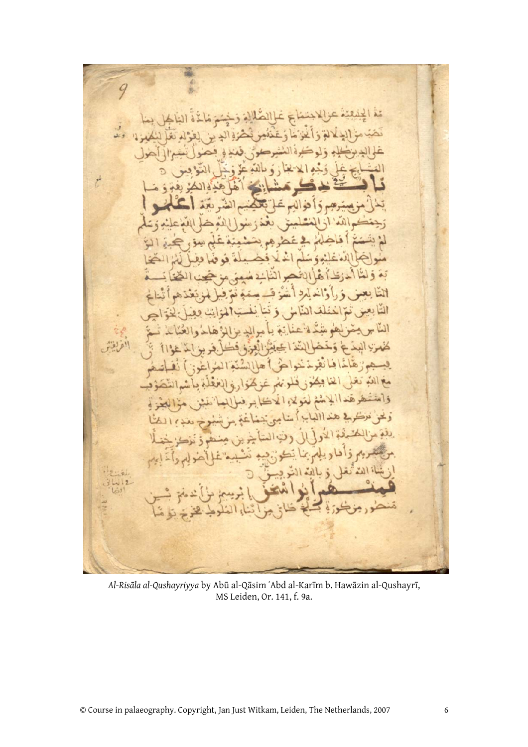مة الحنيفية عن الاجتماع على الضلالة وحسمت مادة الباطل بما
نصب من الدلائل وأنجز ما وعد من نصرة الدين بقوله تعالى ليظهره
على الدين كله ولو كره المشركون فهذه فصول تشير الى اصول
المشايخ على وجه الاختصار وبالله عز وجل التوفيق

## باب في ذكر مشايخ اهل هذه الطريقة وما

يدل من سيرهم وأقوالهم على تعظيم الشريعة **اعلموا**
رحمكم الله ان المسلمين بعد رسول الله صلى الله عليه وسلم
لم يتسم افاضلهم في عصرهم بتسمية علم سوى صحبة الرسول
صلى الله عليه وسلم اذ لا فضيلة فوقها فقيل لهم الصحا
بة ولما أدرك اهل العصر الثاني سمي من صحب الصحابة
التابعين ورأوا ذلك اشرف سمة ثم قيل لمن بعدهم أتباع
التابعين ثم اختلف الناس وتباينت المراتب فقيل لخواص
الناس ممن لهم شدة عناية بأمر الدين الزهاد والعباد ثم
ظهرت البدع وحصل التداعي بين الفرق فكل فريق ادعوا ان
فيهم زهادا فانفرد خواص اهل السنة المراعون انفاسهم
مع الله تعالى الحافظون قلوبهم عن طوارق الغفلة باسم التصوف
واشتهر هذا الاسم لهؤلاء الاكابر قبل المائتين من الهجرة
ونحن نذكر في هذا الباب اسامي جماعة من شيوخ هذه الطا
ئفة من الطبقة الاولى الى وقت المتأخرين منهم ونذكر شيئا
من سيرهم وأقاويلهم بما يكون فيه تنبيه على اصولهم وآدابهم
ان شاء الله تعالى وبالله التوفيق

**فمنهم ابو اسحق** ابرهيم بن ادهم بن
منصور من كورة بلخ كان من ابناء الملوك فخرج يوما

*Al-Risāla al-Qushayriyya* by Abū al-Qāsim ʿAbd al-Karīm b. Hawāzin al-Qushayrī, MS Leiden, Or. 141, f. 9a.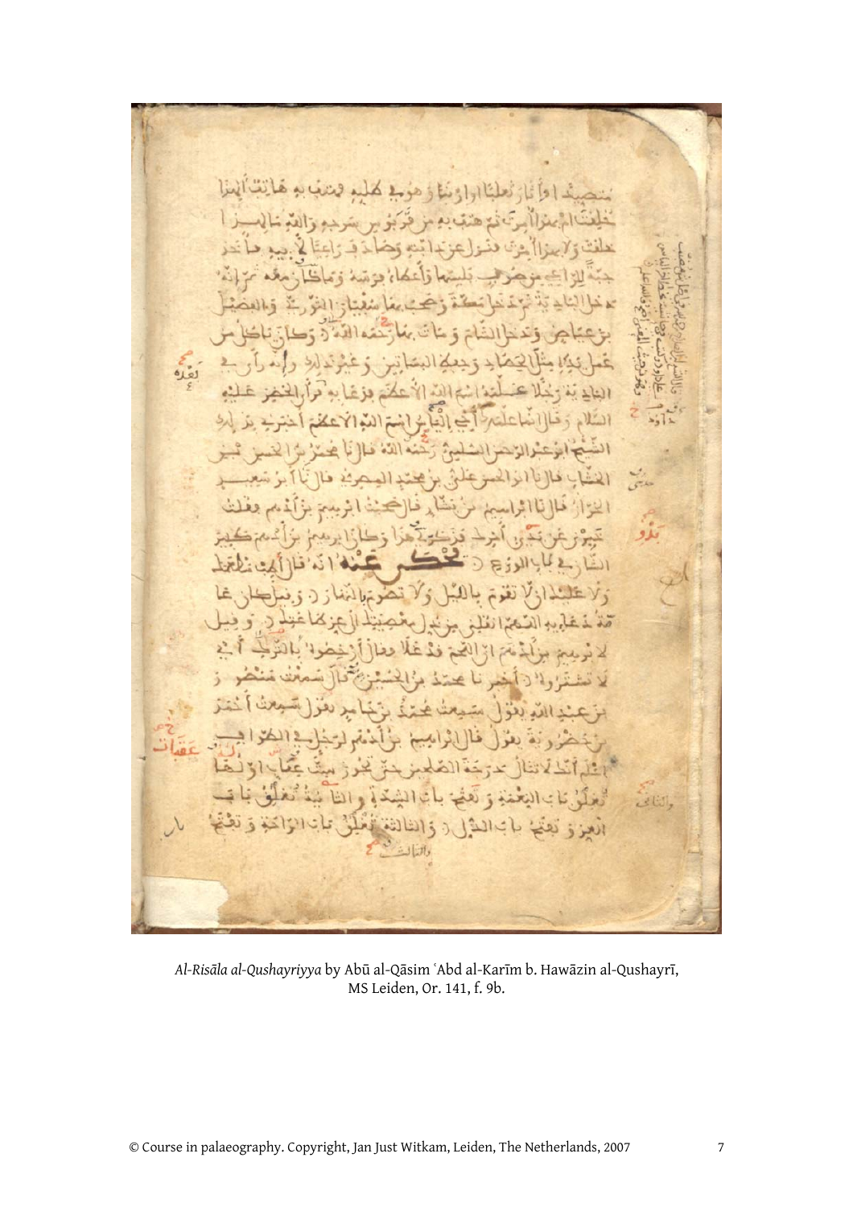*Al-Risāla al-Qushayriyya* by Abū al-Qāsim ʿAbd al-Karīm b. Hawāzin al-Qushayrī, MS Leiden, Or. 141, f. 9b.

© Course in palaeography. Copyright, Jan Just Witkam, Leiden, The Netherlands, 2007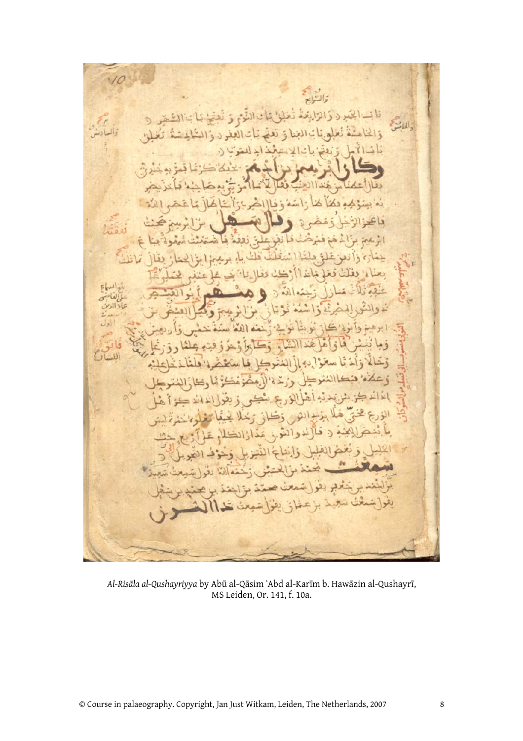باب الجهد والرابعة تغلق باب النوم وتفتح باب السهر والخامسة تغلق باب الغنى وتفتح باب الفقر والسادسة تغلق باب الأمل وتفتح باب الاستعداد للموت

**وكان ابراهيم بن ادهم** يحفظ كرما فمر به جندي فقال أعطنا من هذا العنب فقال ما أمرني به صاحبه فأخذ يضربه بسوطه فطأطأ رأسه وقال اضرب رأسا طالما عصى الله فأعجز الرجل ومضى **وقال سهل** بن ابراهيم صحبت ابراهيم بن ادهم فمرضت فأنفق علي نفقته فاشتهيت شهوة فباع حماره وأنفق علي فلما استقللت قلت يا ابراهيم اين الحمار فقال بعناه فقلت فعلى أي شيء أركب فقال يا أخي على عنقي فحملني على عنقه ثلاث منازل رحمه الله **ومنهم ابو الفيض** ذو النون المصري واسمه ثوبان بن ابراهيم وقيل الفيض بن ابراهيم وأبوه كان نوبيا توفي رحمه الله سنة خمس وأربعين ومائتين فاق أهل هذا الشأن وكان أوحد وقته علما وورعا وحالا وأدبا سعوا به إلى المتوكل فاستحضره من مصر فلما دخل عليه وعظه فبكى المتوكل ورده إلى مصر مكرما وكان المتوكل إذا ذكر بين يديه أهل الورع يبكي ويقول إذا ذكر أهل الورع فحيهلا بذي النون وكان رجلا نحيفا تعلوه حمرة ليس بأبيض اللحية فقال ذو النون مدار الكلام على أربع حب الجليل وبغض القليل واتباع التنزيل وخوف التحويل **سمعت** محمد بن الحسين رحمه الله يقول سمعت سعيد بن احمد بن جعفر يقول سمعت محمد بن احمد بن محمد بن سهل يقول سمعت سعيد بن عثمان يقول سمعت **ذا النون**

*Al-Risāla al-Qushayriyya* by Abū al-Qāsim ʿAbd al-Karīm b. Hawāzin al-Qushayrī, MS Leiden, Or. 141, f. 10a.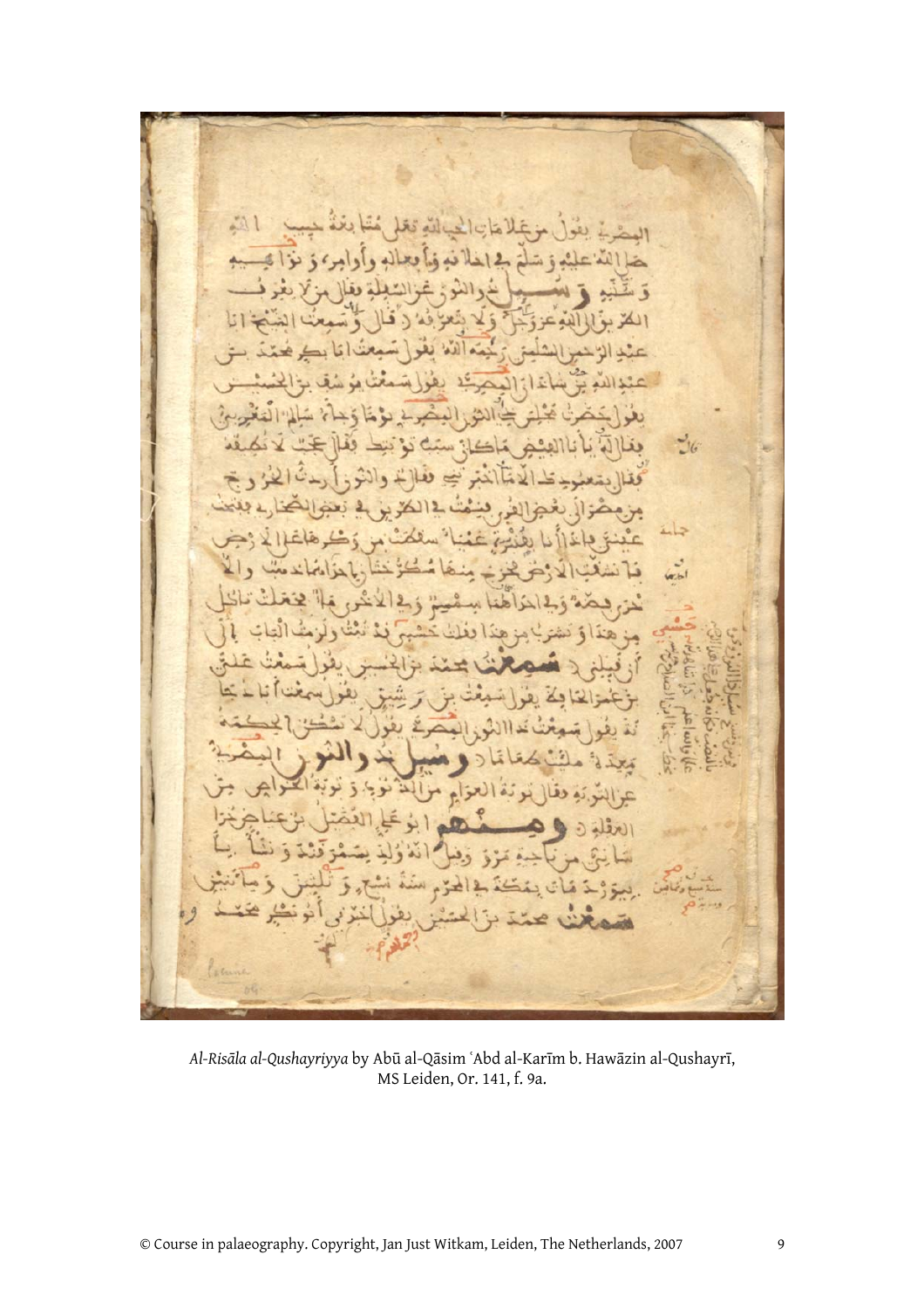*Al-Risāla al-Qushayriyya* by Abū al-Qāsim ʿAbd al-Karīm b. Hawāzin al-Qushayrī, MS Leiden, Or. 141, f. 9a.